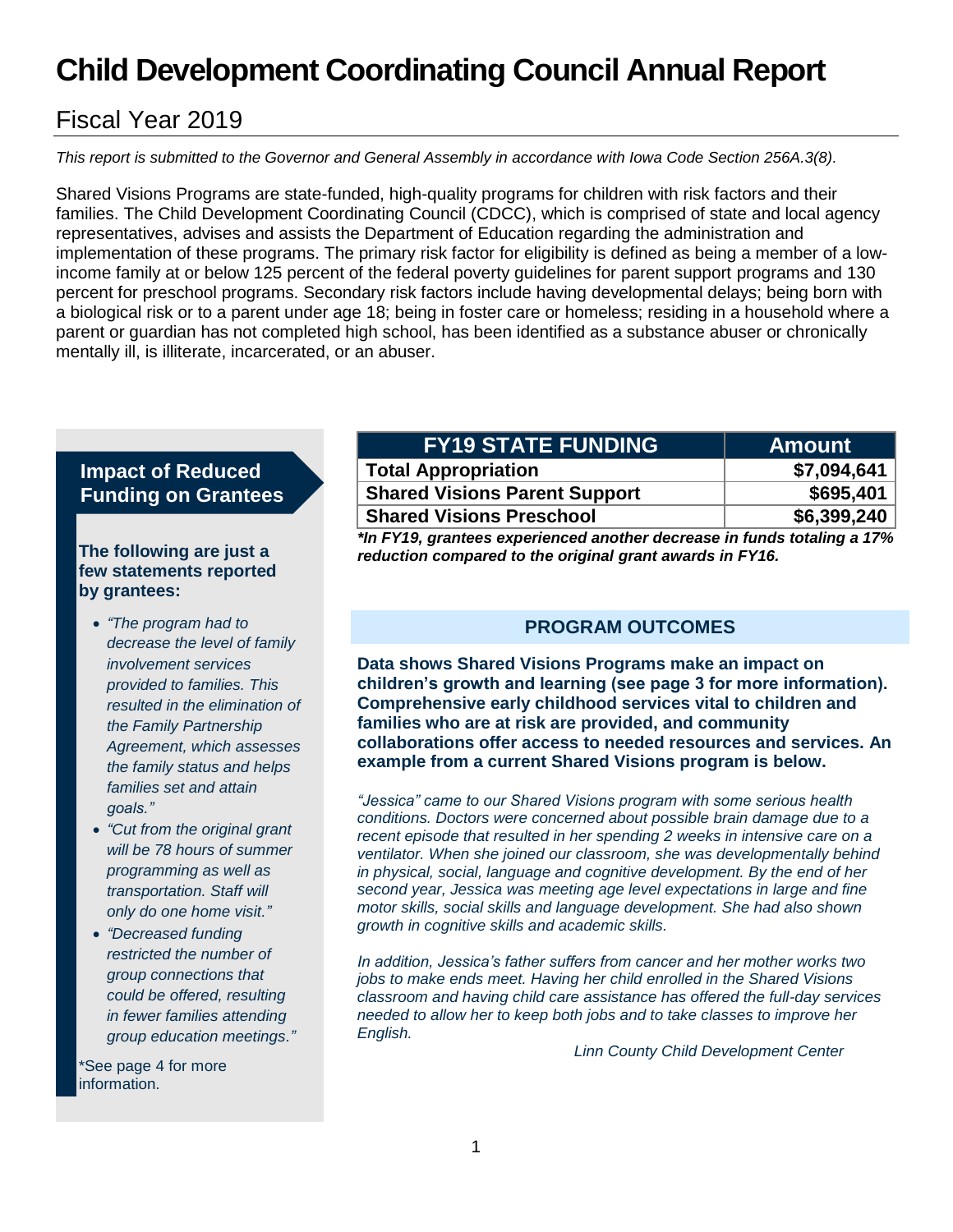# Child Development Coordinating Council Annual Report

## Fiscal Year 2019

*This report is submitted to the Governor and General Assembly in accordance with Iowa Code Section 256A.3(8).*

Shared Visions Programs are state-funded, high-quality programs for children with risk factors and their families. The Child Development Coordinating Council (CDCC), which is comprised of state and local agency representatives, advises and assists the Department of Education regarding the administration and implementation of these programs. The primary risk factor for eligibility is defined as being a member of a low-income family at or below 125 percent of the federal poverty guidelines for parent support programs and 130 percent for preschool programs. Secondary risk factors include having developmental delays; being born with a biological risk or to a parent under age 18; being in foster care or homeless; residing in a household where a parent or guardian has not completed high school, has been identified as a substance abuser or chronically mentally ill, is illiterate, incarcerated, or an abuser.

| FY19 STATE FUNDING | Amount |
|---|---|
| **Total Appropriation** | **$7,094,641** |
| **Shared Visions Parent Support** | **$695,401** |
| **Shared Visions Preschool** | **$6,399,240** |

***In FY19, grantees experienced another decrease in funds totaling a 17% reduction compared to the original grant awards in FY16.***

### PROGRAM OUTCOMES

**Data shows Shared Visions Programs make an impact on children's growth and learning (see page 3 for more information). Comprehensive early childhood services vital to children and families who are at risk are provided, and community collaborations offer access to needed resources and services. An example from a current Shared Visions program is below.**

*"Jessica" came to our Shared Visions program with some serious health conditions. Doctors were concerned about possible brain damage due to a recent episode that resulted in her spending 2 weeks in intensive care on a ventilator. When she joined our classroom, she was developmentally behind in physical, social, language and cognitive development. By the end of her second year, Jessica was meeting age level expectations in large and fine motor skills, social skills and language development. She had also shown growth in cognitive skills and academic skills.*

*In addition, Jessica's father suffers from cancer and her mother works two jobs to make ends meet. Having her child enrolled in the Shared Visions classroom and having child care assistance has offered the full-day services needed to allow her to keep both jobs and to take classes to improve her English.*

*Linn County Child Development Center*

### Impact of Reduced Funding on Grantees

**The following are just a few statements reported by grantees:**

- *"The program had to decrease the level of family involvement services provided to families. This resulted in the elimination of the Family Partnership Agreement, which assesses the family status and helps families set and attain goals."*
- *"Cut from the original grant will be 78 hours of summer programming as well as transportation. Staff will only do one home visit."*
- *"Decreased funding restricted the number of group connections that could be offered, resulting in fewer families attending group education meetings."*

*See page 4 for more information.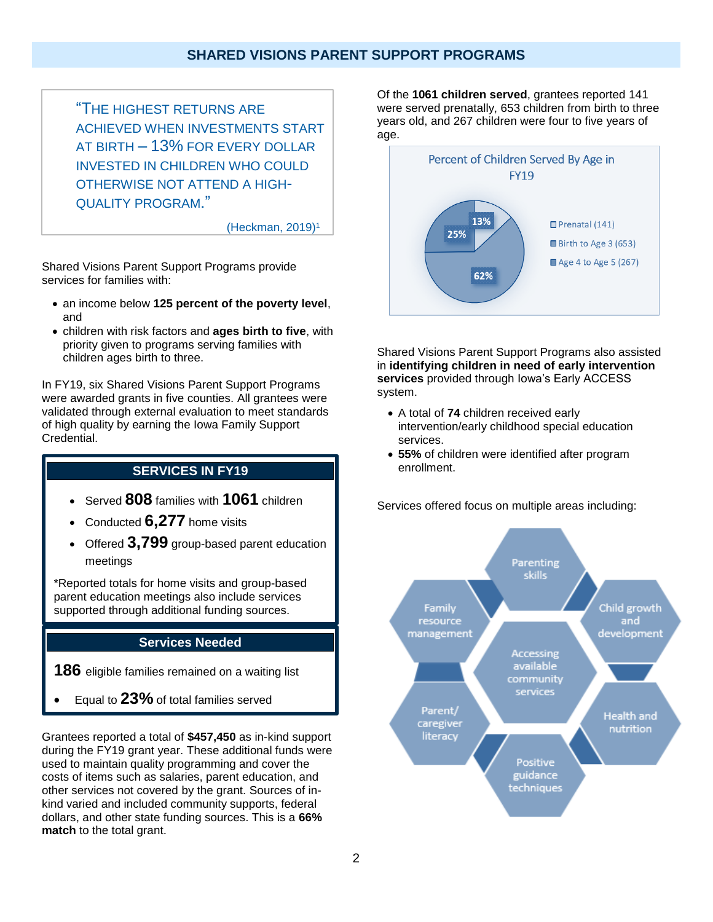# SHARED VISIONS PARENT SUPPORT PROGRAMS

> "THE HIGHEST RETURNS ARE ACHIEVED WHEN INVESTMENTS START AT BIRTH – 13% FOR EVERY DOLLAR INVESTED IN CHILDREN WHO COULD OTHERWISE NOT ATTEND A HIGH-QUALITY PROGRAM."
>
> (Heckman, 2019)[1]

Shared Visions Parent Support Programs provide services for families with:

- an income below **125 percent of the poverty level**, and
- children with risk factors and **ages birth to five**, with priority given to programs serving families with children ages birth to three.

In FY19, six Shared Visions Parent Support Programs were awarded grants in five counties. All grantees were validated through external evaluation to meet standards of high quality by earning the Iowa Family Support Credential.

## SERVICES IN FY19

- Served **808** families with **1061** children
- Conducted **6,277** home visits
- Offered **3,799** group-based parent education meetings

*Reported totals for home visits and group-based parent education meetings also include services supported through additional funding sources.

## Services Needed

**186** eligible families remained on a waiting list

- Equal to **23%** of total families served

Grantees reported a total of **$457,450** as in-kind support during the FY19 grant year. These additional funds were used to maintain quality programming and cover the costs of items such as salaries, parent education, and other services not covered by the grant. Sources of in-kind varied and included community supports, federal dollars, and other state funding sources. This is a **66% match** to the total grant.

Of the **1061 children served**, grantees reported 141 were served prenatally, 653 children from birth to three years old, and 267 children were four to five years of age.

**Percent of Children Served By Age in FY19**

| Age Group | Percent |
|---|---|
| Prenatal (141) | 13% |
| Birth to Age 3 (653) | 62% |
| Age 4 to Age 5 (267) | 25% |

Shared Visions Parent Support Programs also assisted in **identifying children in need of early intervention services** provided through Iowa's Early ACCESS system.

- A total of **74** children received early intervention/early childhood special education services.
- **55%** of children were identified after program enrollment.

Services offered focus on multiple areas including:

- Parenting skills
- Child growth and development
- Health and nutrition
- Positive guidance techniques
- Parent/caregiver literacy
- Family resource management
- Accessing available community services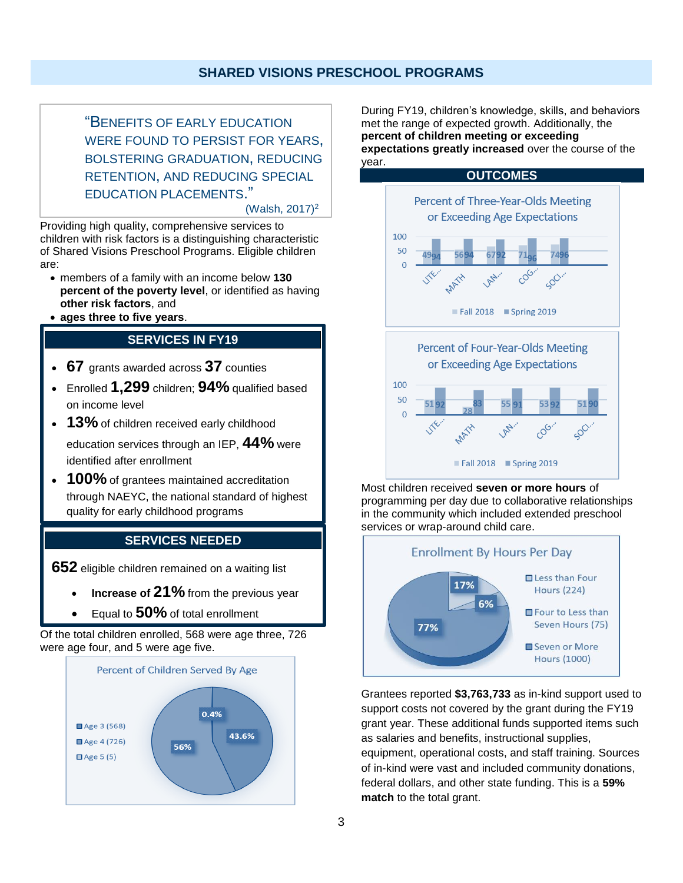## SHARED VISIONS PRESCHOOL PROGRAMS

> "Benefits of early education were found to persist for years, bolstering graduation, reducing retention, and reducing special education placements."
>
> (Walsh, 2017)[2]

Providing high quality, comprehensive services to children with risk factors is a distinguishing characteristic of Shared Visions Preschool Programs. Eligible children are:

- members of a family with an income below **130 percent of the poverty level**, or identified as having **other risk factors**, and
- **ages three to five years**.

### SERVICES IN FY19

- **67** grants awarded across **37** counties
- Enrolled **1,299** children; **94%** qualified based on income level
- **13%** of children received early childhood education services through an IEP, **44%** were identified after enrollment
- **100%** of grantees maintained accreditation through NAEYC, the national standard of highest quality for early childhood programs

### SERVICES NEEDED

**652** eligible children remained on a waiting list

- **Increase of 21%** from the previous year
- Equal to **50%** of total enrollment

Of the total children enrolled, 568 were age three, 726 were age four, and 5 were age five.

**Percent of Children Served By Age**

| Age | Percent |
|---|---|
| Age 3 (568) | 43.6% |
| Age 4 (726) | 56% |
| Age 5 (5) | 0.4% |

During FY19, children's knowledge, skills, and behaviors met the range of expected growth. Additionally, the **percent of children meeting or exceeding expectations greatly increased** over the course of the year.

### OUTCOMES

**Percent of Three-Year-Olds Meeting or Exceeding Age Expectations**

| | LITE... | MATH | LAN... | COG... | SOCI... |
|---|---|---|---|---|---|
| Fall 2018 | 49 | 56 | 67 | 71 | 74 |
| Spring 2019 | 94 | 94 | 92 | 96 | 96 |

**Percent of Four-Year-Olds Meeting or Exceeding Age Expectations**

| | LITE... | MATH | LAN... | COG... | SOCI... |
|---|---|---|---|---|---|
| Fall 2018 | 51 | 28 | 55 | 53 | 51 |
| Spring 2019 | 92 | 83 | 91 | 92 | 90 |

Most children received **seven or more hours** of programming per day due to collaborative relationships in the community which included extended preschool services or wrap-around child care.

**Enrollment By Hours Per Day**

| Hours | Percent |
|---|---|
| Less than Four Hours (224) | 17% |
| Four to Less than Seven Hours (75) | 6% |
| Seven or More Hours (1000) | 77% |

Grantees reported **$3,763,733** as in-kind support used to support costs not covered by the grant during the FY19 grant year. These additional funds supported items such as salaries and benefits, instructional supplies, equipment, operational costs, and staff training. Sources of in-kind were vast and included community donations, federal dollars, and other state funding. This is a **59% match** to the total grant.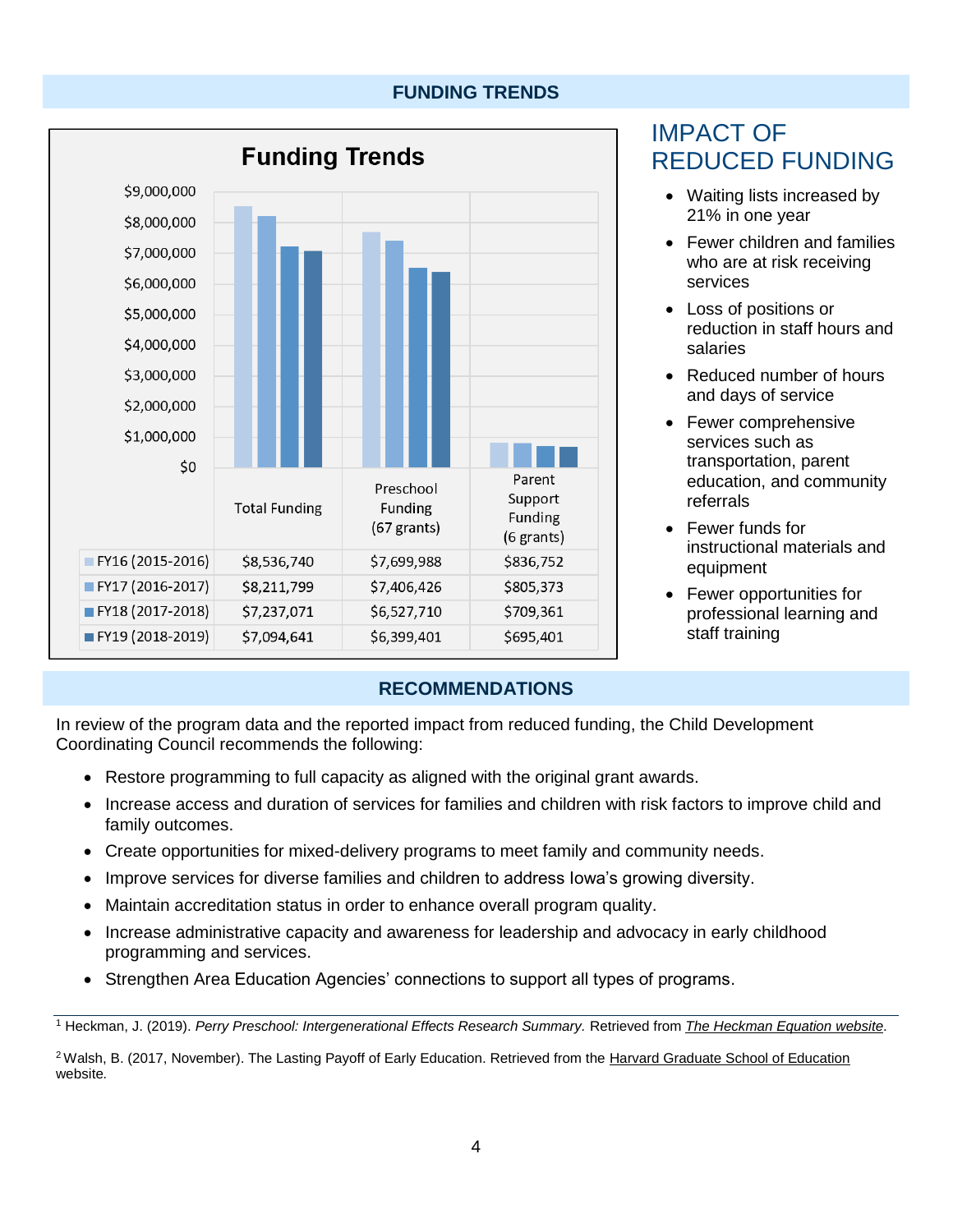## FUNDING TRENDS

Funding Trends

$9,000,000
$8,000,000
$7,000,000
$6,000,000
$5,000,000
$4,000,000
$3,000,000
$2,000,000
$1,000,000
$0

Total Funding
Preschool Funding (67 grants)
Parent Support Funding (6 grants)

FY16 (2015-2016) $8,536,740 $7,699,988 $836,752
FY17 (2016-2017) $8,211,799 $7,406,426 $805,373
FY18 (2017-2018) $7,237,071 $6,527,710 $709,361
FY19 (2018-2019) $7,094,641 $6,399,401 $695,401

## IMPACT OF REDUCED FUNDING

- Waiting lists increased by 21% in one year
- Fewer children and families who are at risk receiving services
- Loss of positions or reduction in staff hours and salaries
- Reduced number of hours and days of service
- Fewer comprehensive services such as transportation, parent education, and community referrals
- Fewer funds for instructional materials and equipment
- Fewer opportunities for professional learning and staff training

## RECOMMENDATIONS

In review of the program data and the reported impact from reduced funding, the Child Development Coordinating Council recommends the following:

- Restore programming to full capacity as aligned with the original grant awards.
- Increase access and duration of services for families and children with risk factors to improve child and family outcomes.
- Create opportunities for mixed-delivery programs to meet family and community needs.
- Improve services for diverse families and children to address Iowa's growing diversity.
- Maintain accreditation status in order to enhance overall program quality.
- Increase administrative capacity and awareness for leadership and advocacy in early childhood programming and services.
- Strengthen Area Education Agencies' connections to support all types of programs.

---

[1] Heckman, J. (2019). *Perry Preschool: Intergenerational Effects Research Summary.* Retrieved from The Heckman Equation website.

[2] Walsh, B. (2017, November). The Lasting Payoff of Early Education. Retrieved from the Harvard Graduate School of Education website.